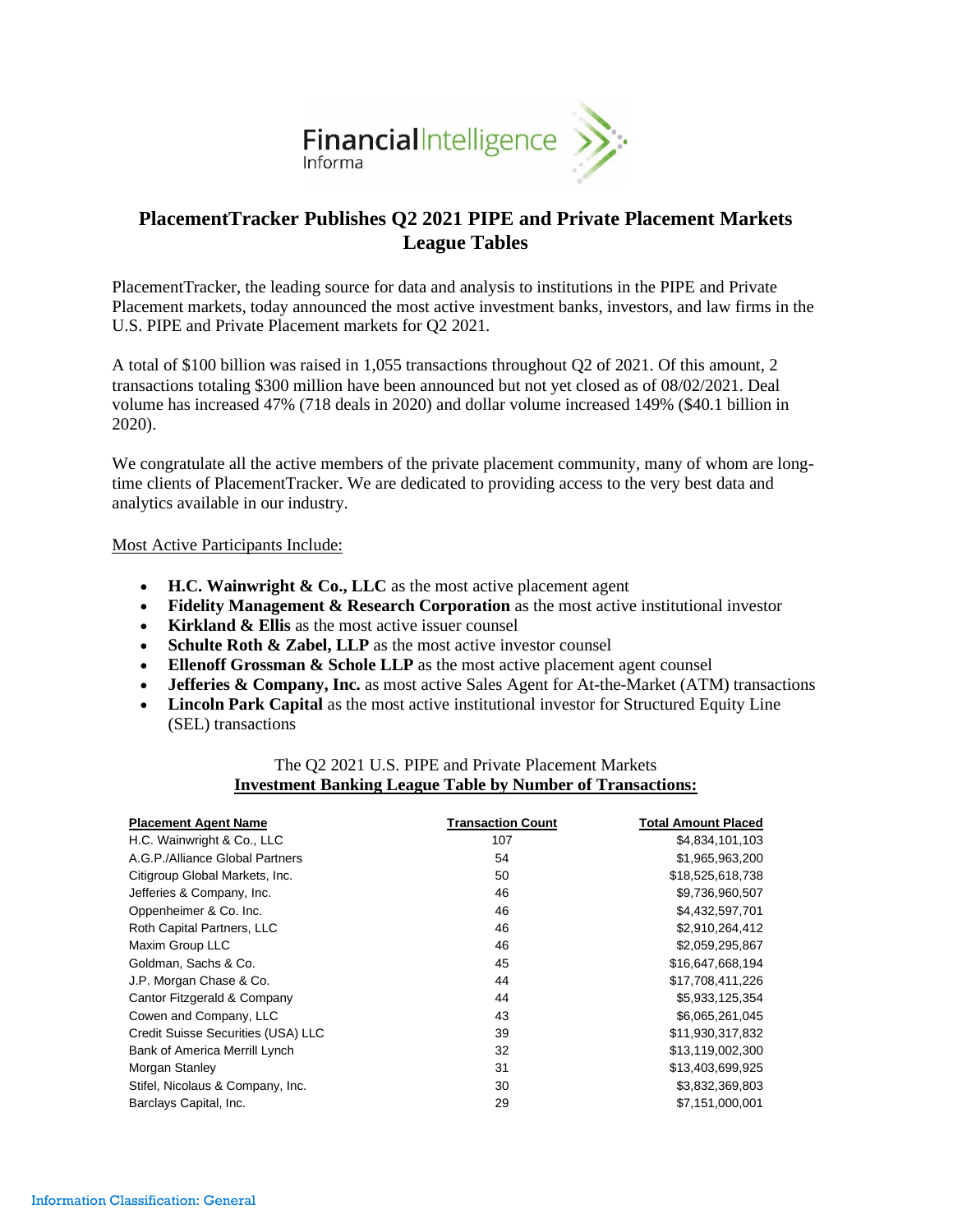# PlacementTracker Publishes Q2 2021 PIPE and Private Placement Markets League Tables

PlacementTracker, the leading source for data and analysis to institutions in the PIPE and Private Placement markets, today announced the most active investment banks, investors, and law firms in the U.S. PIPE and Private Placement markets for Q2 2021.

A total of $100 billion was raised in 1,055 transactions throughout Q2 of 2021. Of this amount, 2 transactions totaling $300 million have been announced but not yet closed as of 08/02/2021. Deal volume has increased 47% (718 deals in 2020) and dollar volume increased 149% ($40.1 billion in 2020).

We congratulate all the active members of the private placement community, many of whom are long-time clients of PlacementTracker. We are dedicated to providing access to the very best data and analytics available in our industry.

Most Active Participants Include:

- **H.C. Wainwright & Co., LLC** as the most active placement agent
- **Fidelity Management & Research Corporation** as the most active institutional investor
- **Kirkland & Ellis** as the most active issuer counsel
- **Schulte Roth & Zabel, LLP** as the most active investor counsel
- **Ellenoff Grossman & Schole LLP** as the most active placement agent counsel
- **Jefferies & Company, Inc.** as most active Sales Agent for At-the-Market (ATM) transactions
- **Lincoln Park Capital** as the most active institutional investor for Structured Equity Line (SEL) transactions

The Q2 2021 U.S. PIPE and Private Placement Markets
**Investment Banking League Table by Number of Transactions:**

| Placement Agent Name | Transaction Count | Total Amount Placed |
|---|---|---|
| H.C. Wainwright & Co., LLC | 107 | $4,834,101,103 |
| A.G.P./Alliance Global Partners | 54 | $1,965,963,200 |
| Citigroup Global Markets, Inc. | 50 | $18,525,618,738 |
| Jefferies & Company, Inc. | 46 | $9,736,960,507 |
| Oppenheimer & Co. Inc. | 46 | $4,432,597,701 |
| Roth Capital Partners, LLC | 46 | $2,910,264,412 |
| Maxim Group LLC | 46 | $2,059,295,867 |
| Goldman, Sachs & Co. | 45 | $16,647,668,194 |
| J.P. Morgan Chase & Co. | 44 | $17,708,411,226 |
| Cantor Fitzgerald & Company | 44 | $5,933,125,354 |
| Cowen and Company, LLC | 43 | $6,065,261,045 |
| Credit Suisse Securities (USA) LLC | 39 | $11,930,317,832 |
| Bank of America Merrill Lynch | 32 | $13,119,002,300 |
| Morgan Stanley | 31 | $13,403,699,925 |
| Stifel, Nicolaus & Company, Inc. | 30 | $3,832,369,803 |
| Barclays Capital, Inc. | 29 | $7,151,000,001 |

Information Classification: General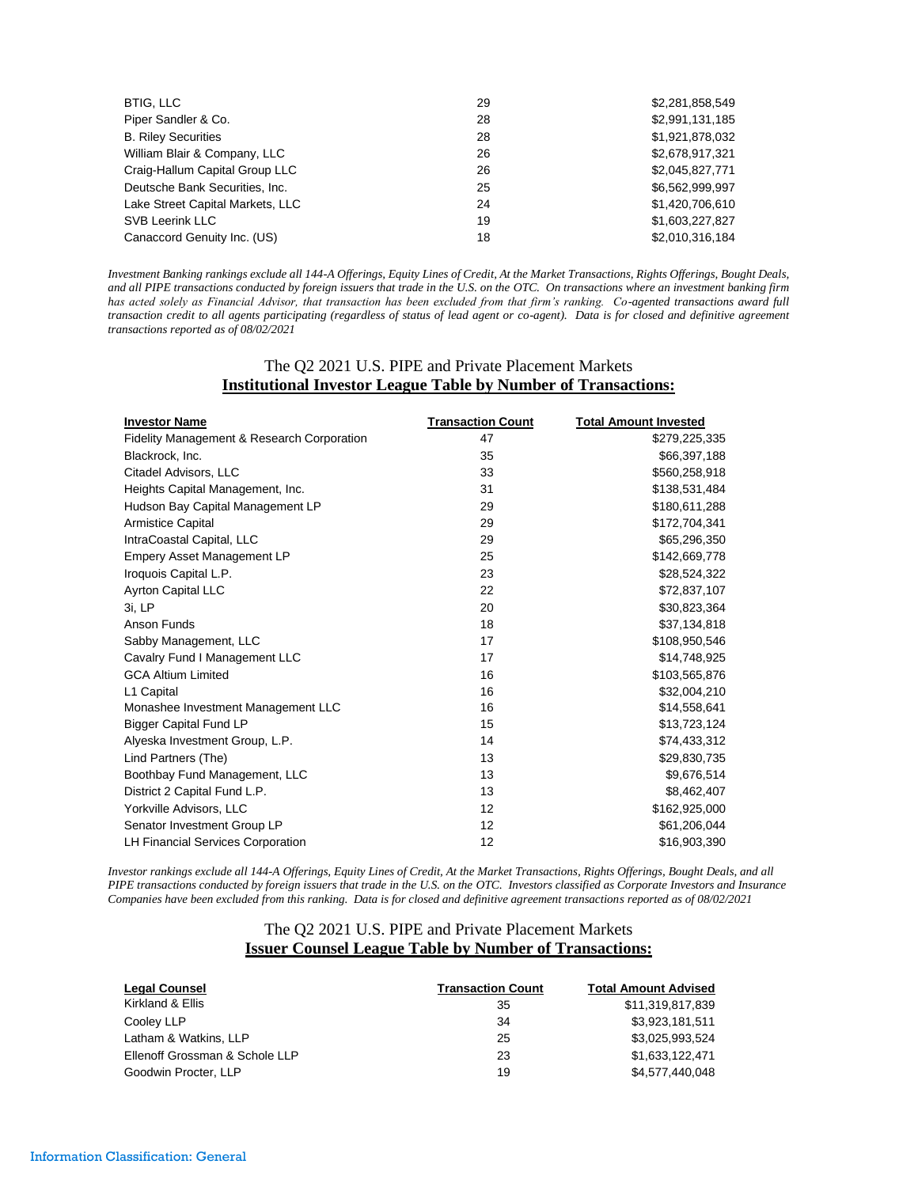| | | |
|---|---|---|
| BTIG, LLC | 29 | $2,281,858,549 |
| Piper Sandler & Co. | 28 | $2,991,131,185 |
| B. Riley Securities | 28 | $1,921,878,032 |
| William Blair & Company, LLC | 26 | $2,678,917,321 |
| Craig-Hallum Capital Group LLC | 26 | $2,045,827,771 |
| Deutsche Bank Securities, Inc. | 25 | $6,562,999,997 |
| Lake Street Capital Markets, LLC | 24 | $1,420,706,610 |
| SVB Leerink LLC | 19 | $1,603,227,827 |
| Canaccord Genuity Inc. (US) | 18 | $2,010,316,184 |

*Investment Banking rankings exclude all 144-A Offerings, Equity Lines of Credit, At the Market Transactions, Rights Offerings, Bought Deals, and all PIPE transactions conducted by foreign issuers that trade in the U.S. on the OTC. On transactions where an investment banking firm has acted solely as Financial Advisor, that transaction has been excluded from that firm's ranking. Co-agented transactions award full transaction credit to all agents participating (regardless of status of lead agent or co-agent). Data is for closed and definitive agreement transactions reported as of 08/02/2021*

## The Q2 2021 U.S. PIPE and Private Placement Markets
## **Institutional Investor League Table by Number of Transactions:**

| **Investor Name** | **Transaction Count** | **Total Amount Invested** |
|---|---|---|
| Fidelity Management & Research Corporation | 47 | $279,225,335 |
| Blackrock, Inc. | 35 | $66,397,188 |
| Citadel Advisors, LLC | 33 | $560,258,918 |
| Heights Capital Management, Inc. | 31 | $138,531,484 |
| Hudson Bay Capital Management LP | 29 | $180,611,288 |
| Armistice Capital | 29 | $172,704,341 |
| IntraCoastal Capital, LLC | 29 | $65,296,350 |
| Empery Asset Management LP | 25 | $142,669,778 |
| Iroquois Capital L.P. | 23 | $28,524,322 |
| Ayrton Capital LLC | 22 | $72,837,107 |
| 3i, LP | 20 | $30,823,364 |
| Anson Funds | 18 | $37,134,818 |
| Sabby Management, LLC | 17 | $108,950,546 |
| Cavalry Fund I Management LLC | 17 | $14,748,925 |
| GCA Altium Limited | 16 | $103,565,876 |
| L1 Capital | 16 | $32,004,210 |
| Monashee Investment Management LLC | 16 | $14,558,641 |
| Bigger Capital Fund LP | 15 | $13,723,124 |
| Alyeska Investment Group, L.P. | 14 | $74,433,312 |
| Lind Partners (The) | 13 | $29,830,735 |
| Boothbay Fund Management, LLC | 13 | $9,676,514 |
| District 2 Capital Fund L.P. | 13 | $8,462,407 |
| Yorkville Advisors, LLC | 12 | $162,925,000 |
| Senator Investment Group LP | 12 | $61,206,044 |
| LH Financial Services Corporation | 12 | $16,903,390 |

*Investor rankings exclude all 144-A Offerings, Equity Lines of Credit, At the Market Transactions, Rights Offerings, Bought Deals, and all PIPE transactions conducted by foreign issuers that trade in the U.S. on the OTC. Investors classified as Corporate Investors and Insurance Companies have been excluded from this ranking. Data is for closed and definitive agreement transactions reported as of 08/02/2021*

## The Q2 2021 U.S. PIPE and Private Placement Markets
## **Issuer Counsel League Table by Number of Transactions:**

| **Legal Counsel** | **Transaction Count** | **Total Amount Advised** |
|---|---|---|
| Kirkland & Ellis | 35 | $11,319,817,839 |
| Cooley LLP | 34 | $3,923,181,511 |
| Latham & Watkins, LLP | 25 | $3,025,993,524 |
| Ellenoff Grossman & Schole LLP | 23 | $1,633,122,471 |
| Goodwin Procter, LLP | 19 | $4,577,440,048 |

Information Classification: General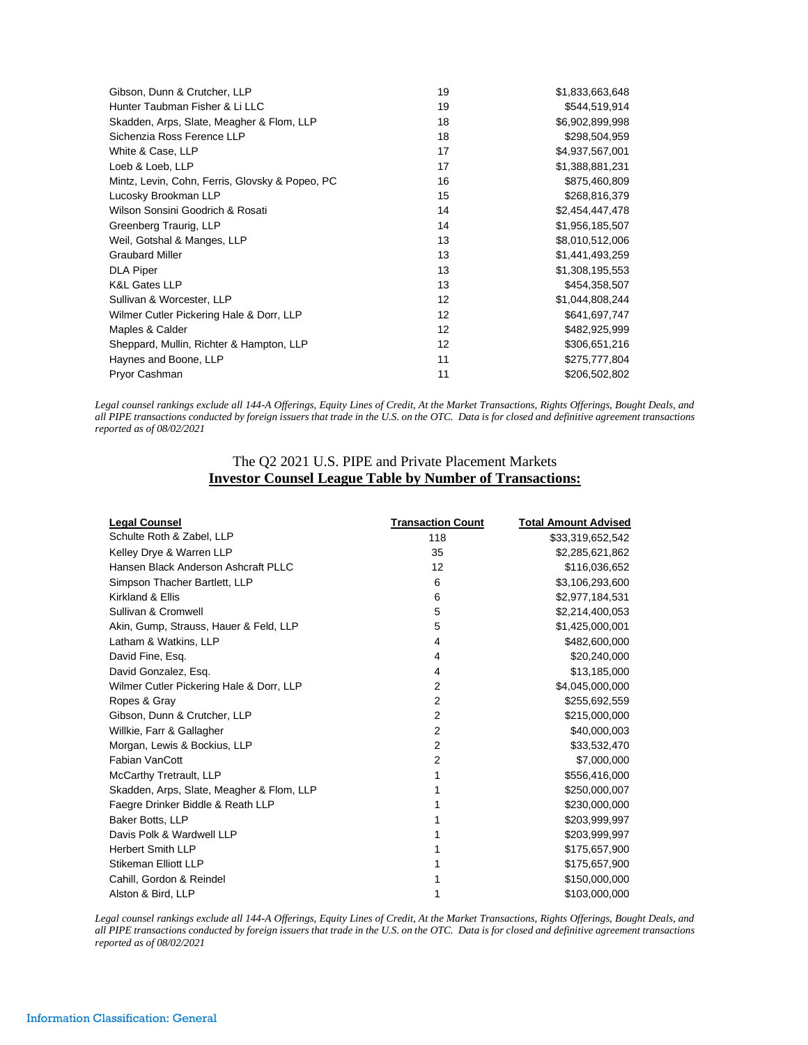| | | |
|---|---|---|
| Gibson, Dunn & Crutcher, LLP | 19 | $1,833,663,648 |
| Hunter Taubman Fisher & Li LLC | 19 | $544,519,914 |
| Skadden, Arps, Slate, Meagher & Flom, LLP | 18 | $6,902,899,998 |
| Sichenzia Ross Ference LLP | 18 | $298,504,959 |
| White & Case, LLP | 17 | $4,937,567,001 |
| Loeb & Loeb, LLP | 17 | $1,388,881,231 |
| Mintz, Levin, Cohn, Ferris, Glovsky & Popeo, PC | 16 | $875,460,809 |
| Lucosky Brookman LLP | 15 | $268,816,379 |
| Wilson Sonsini Goodrich & Rosati | 14 | $2,454,447,478 |
| Greenberg Traurig, LLP | 14 | $1,956,185,507 |
| Weil, Gotshal & Manges, LLP | 13 | $8,010,512,006 |
| Graubard Miller | 13 | $1,441,493,259 |
| DLA Piper | 13 | $1,308,195,553 |
| K&L Gates LLP | 13 | $454,358,507 |
| Sullivan & Worcester, LLP | 12 | $1,044,808,244 |
| Wilmer Cutler Pickering Hale & Dorr, LLP | 12 | $641,697,747 |
| Maples & Calder | 12 | $482,925,999 |
| Sheppard, Mullin, Richter & Hampton, LLP | 12 | $306,651,216 |
| Haynes and Boone, LLP | 11 | $275,777,804 |
| Pryor Cashman | 11 | $206,502,802 |

*Legal counsel rankings exclude all 144-A Offerings, Equity Lines of Credit, At the Market Transactions, Rights Offerings, Bought Deals, and all PIPE transactions conducted by foreign issuers that trade in the U.S. on the OTC. Data is for closed and definitive agreement transactions reported as of 08/02/2021*

## The Q2 2021 U.S. PIPE and Private Placement Markets
## **Investor Counsel League Table by Number of Transactions:**

| **Legal Counsel** | **Transaction Count** | **Total Amount Advised** |
|---|---|---|
| Schulte Roth & Zabel, LLP | 118 | $33,319,652,542 |
| Kelley Drye & Warren LLP | 35 | $2,285,621,862 |
| Hansen Black Anderson Ashcraft PLLC | 12 | $116,036,652 |
| Simpson Thacher Bartlett, LLP | 6 | $3,106,293,600 |
| Kirkland & Ellis | 6 | $2,977,184,531 |
| Sullivan & Cromwell | 5 | $2,214,400,053 |
| Akin, Gump, Strauss, Hauer & Feld, LLP | 5 | $1,425,000,001 |
| Latham & Watkins, LLP | 4 | $482,600,000 |
| David Fine, Esq. | 4 | $20,240,000 |
| David Gonzalez, Esq. | 4 | $13,185,000 |
| Wilmer Cutler Pickering Hale & Dorr, LLP | 2 | $4,045,000,000 |
| Ropes & Gray | 2 | $255,692,559 |
| Gibson, Dunn & Crutcher, LLP | 2 | $215,000,000 |
| Willkie, Farr & Gallagher | 2 | $40,000,003 |
| Morgan, Lewis & Bockius, LLP | 2 | $33,532,470 |
| Fabian VanCott | 2 | $7,000,000 |
| McCarthy Tretrault, LLP | 1 | $556,416,000 |
| Skadden, Arps, Slate, Meagher & Flom, LLP | 1 | $250,000,007 |
| Faegre Drinker Biddle & Reath LLP | 1 | $230,000,000 |
| Baker Botts, LLP | 1 | $203,999,997 |
| Davis Polk & Wardwell LLP | 1 | $203,999,997 |
| Herbert Smith LLP | 1 | $175,657,900 |
| Stikeman Elliott LLP | 1 | $175,657,900 |
| Cahill, Gordon & Reindel | 1 | $150,000,000 |
| Alston & Bird, LLP | 1 | $103,000,000 |

*Legal counsel rankings exclude all 144-A Offerings, Equity Lines of Credit, At the Market Transactions, Rights Offerings, Bought Deals, and all PIPE transactions conducted by foreign issuers that trade in the U.S. on the OTC. Data is for closed and definitive agreement transactions reported as of 08/02/2021*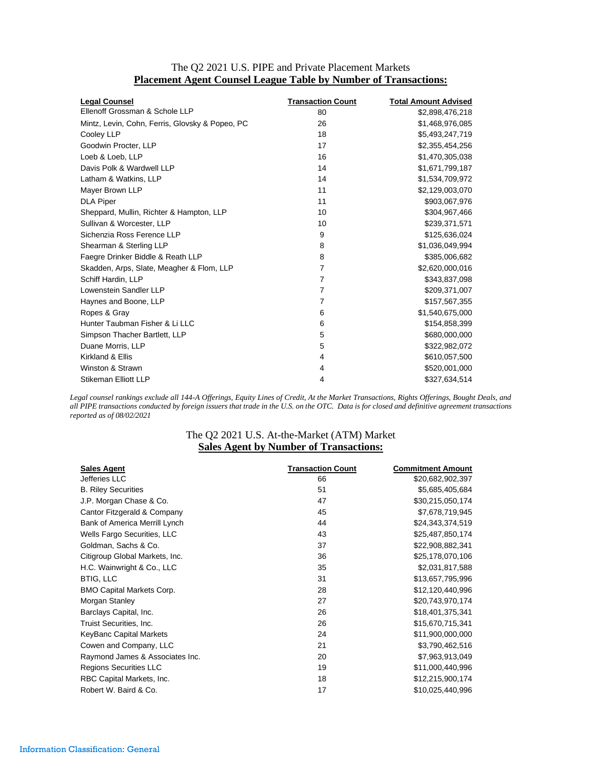## The Q2 2021 U.S. PIPE and Private Placement Markets

### Placement Agent Counsel League Table by Number of Transactions:

| Legal Counsel | Transaction Count | Total Amount Advised |
|---|---|---|
| Ellenoff Grossman & Schole LLP | 80 | $2,898,476,218 |
| Mintz, Levin, Cohn, Ferris, Glovsky & Popeo, PC | 26 | $1,468,976,085 |
| Cooley LLP | 18 | $5,493,247,719 |
| Goodwin Procter, LLP | 17 | $2,355,454,256 |
| Loeb & Loeb, LLP | 16 | $1,470,305,038 |
| Davis Polk & Wardwell LLP | 14 | $1,671,799,187 |
| Latham & Watkins, LLP | 14 | $1,534,709,972 |
| Mayer Brown LLP | 11 | $2,129,003,070 |
| DLA Piper | 11 | $903,067,976 |
| Sheppard, Mullin, Richter & Hampton, LLP | 10 | $304,967,466 |
| Sullivan & Worcester, LLP | 10 | $239,371,571 |
| Sichenzia Ross Ference LLP | 9 | $125,636,024 |
| Shearman & Sterling LLP | 8 | $1,036,049,994 |
| Faegre Drinker Biddle & Reath LLP | 8 | $385,006,682 |
| Skadden, Arps, Slate, Meagher & Flom, LLP | 7 | $2,620,000,016 |
| Schiff Hardin, LLP | 7 | $343,837,098 |
| Lowenstein Sandler LLP | 7 | $209,371,007 |
| Haynes and Boone, LLP | 7 | $157,567,355 |
| Ropes & Gray | 6 | $1,540,675,000 |
| Hunter Taubman Fisher & Li LLC | 6 | $154,858,399 |
| Simpson Thacher Bartlett, LLP | 5 | $680,000,000 |
| Duane Morris, LLP | 5 | $322,982,072 |
| Kirkland & Ellis | 4 | $610,057,500 |
| Winston & Strawn | 4 | $520,001,000 |
| Stikeman Elliott LLP | 4 | $327,634,514 |

*Legal counsel rankings exclude all 144-A Offerings, Equity Lines of Credit, At the Market Transactions, Rights Offerings, Bought Deals, and all PIPE transactions conducted by foreign issuers that trade in the U.S. on the OTC. Data is for closed and definitive agreement transactions reported as of 08/02/2021*

## The Q2 2021 U.S. At-the-Market (ATM) Market

### Sales Agent by Number of Transactions:

| Sales Agent | Transaction Count | Commitment Amount |
|---|---|---|
| Jefferies LLC | 66 | $20,682,902,397 |
| B. Riley Securities | 51 | $5,685,405,684 |
| J.P. Morgan Chase & Co. | 47 | $30,215,050,174 |
| Cantor Fitzgerald & Company | 45 | $7,678,719,945 |
| Bank of America Merrill Lynch | 44 | $24,343,374,519 |
| Wells Fargo Securities, LLC | 43 | $25,487,850,174 |
| Goldman, Sachs & Co. | 37 | $22,908,882,341 |
| Citigroup Global Markets, Inc. | 36 | $25,178,070,106 |
| H.C. Wainwright & Co., LLC | 35 | $2,031,817,588 |
| BTIG, LLC | 31 | $13,657,795,996 |
| BMO Capital Markets Corp. | 28 | $12,120,440,996 |
| Morgan Stanley | 27 | $20,743,970,174 |
| Barclays Capital, Inc. | 26 | $18,401,375,341 |
| Truist Securities, Inc. | 26 | $15,670,715,341 |
| KeyBanc Capital Markets | 24 | $11,900,000,000 |
| Cowen and Company, LLC | 21 | $3,790,462,516 |
| Raymond James & Associates Inc. | 20 | $7,963,913,049 |
| Regions Securities LLC | 19 | $11,000,440,996 |
| RBC Capital Markets, Inc. | 18 | $12,215,900,174 |
| Robert W. Baird & Co. | 17 | $10,025,440,996 |

Information Classification: General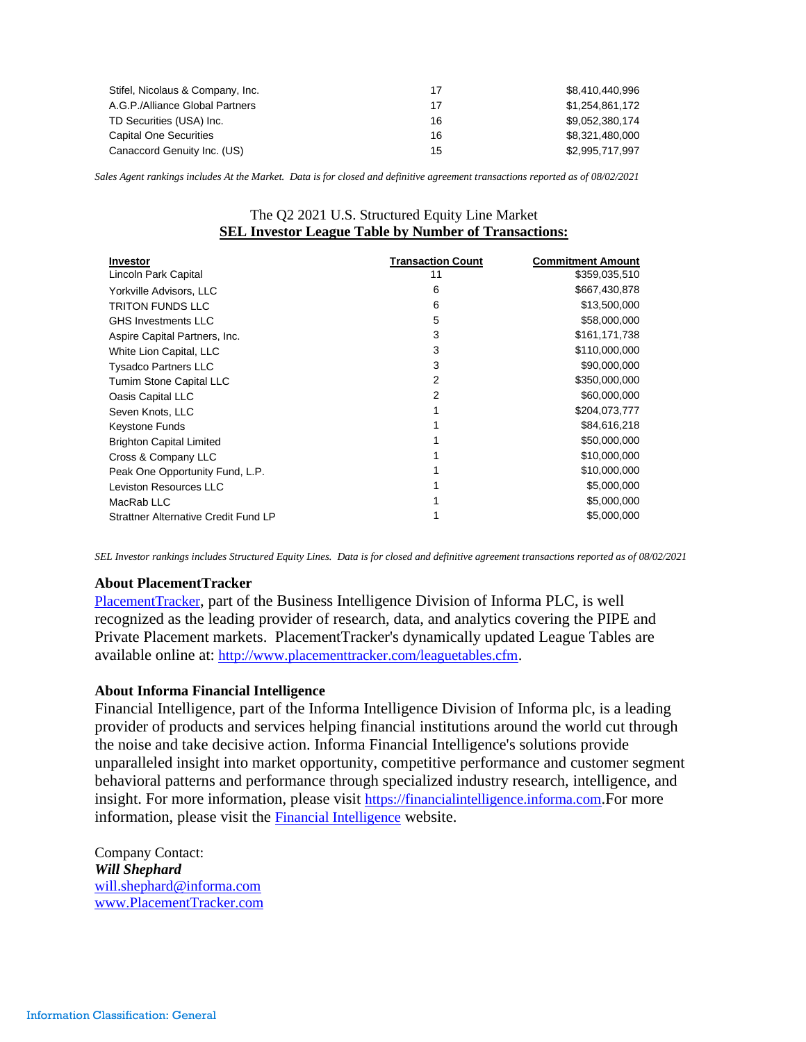| | | |
|---|---|---|
| Stifel, Nicolaus & Company, Inc. | 17 | $8,410,440,996 |
| A.G.P./Alliance Global Partners | 17 | $1,254,861,172 |
| TD Securities (USA) Inc. | 16 | $9,052,380,174 |
| Capital One Securities | 16 | $8,321,480,000 |
| Canaccord Genuity Inc. (US) | 15 | $2,995,717,997 |

*Sales Agent rankings includes At the Market. Data is for closed and definitive agreement transactions reported as of 08/02/2021*

The Q2 2021 U.S. Structured Equity Line Market
**SEL Investor League Table by Number of Transactions:**

| Investor | Transaction Count | Commitment Amount |
|---|---|---|
| Lincoln Park Capital | 11 | $359,035,510 |
| Yorkville Advisors, LLC | 6 | $667,430,878 |
| TRITON FUNDS LLC | 6 | $13,500,000 |
| GHS Investments LLC | 5 | $58,000,000 |
| Aspire Capital Partners, Inc. | 3 | $161,171,738 |
| White Lion Capital, LLC | 3 | $110,000,000 |
| Tysadco Partners LLC | 3 | $90,000,000 |
| Tumim Stone Capital LLC | 2 | $350,000,000 |
| Oasis Capital LLC | 2 | $60,000,000 |
| Seven Knots, LLC | 1 | $204,073,777 |
| Keystone Funds | 1 | $84,616,218 |
| Brighton Capital Limited | 1 | $50,000,000 |
| Cross & Company LLC | 1 | $10,000,000 |
| Peak One Opportunity Fund, L.P. | 1 | $10,000,000 |
| Leviston Resources LLC | 1 | $5,000,000 |
| MacRab LLC | 1 | $5,000,000 |
| Strattner Alternative Credit Fund LP | 1 | $5,000,000 |

*SEL Investor rankings includes Structured Equity Lines. Data is for closed and definitive agreement transactions reported as of 08/02/2021*

**About PlacementTracker**

PlacementTracker, part of the Business Intelligence Division of Informa PLC, is well recognized as the leading provider of research, data, and analytics covering the PIPE and Private Placement markets. PlacementTracker's dynamically updated League Tables are available online at: http://www.placementtracker.com/leaguetables.cfm.

**About Informa Financial Intelligence**

Financial Intelligence, part of the Informa Intelligence Division of Informa plc, is a leading provider of products and services helping financial institutions around the world cut through the noise and take decisive action. Informa Financial Intelligence's solutions provide unparalleled insight into market opportunity, competitive performance and customer segment behavioral patterns and performance through specialized industry research, intelligence, and insight. For more information, please visit https://financialintelligence.informa.com.For more information, please visit the Financial Intelligence website.

Company Contact:
***Will Shephard***
will.shephard@informa.com
www.PlacementTracker.com